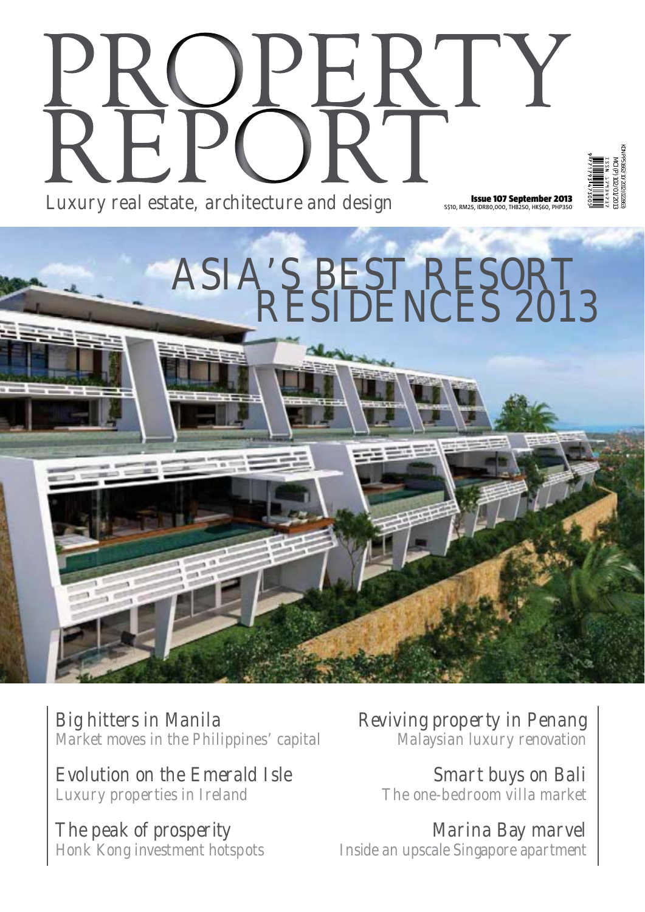# PROPERTY REPORT

Luxury real estate, architecture and design

**Issue 107 September 2013**
S$10, RM25, IDR80,000, THB250, HK$60, PHP350

KDN PP15692/10/2012(023023)
MCI (P) 102/01/2013
ISSN 1793-4737

## ASIA'S BEST RESORT RESIDENCES 2013

### Big hitters in Manila
Market moves in the Philippines' capital

### Evolution on the Emerald Isle
Luxury properties in Ireland

### The peak of prosperity
Honk Kong investment hotspots

### Reviving property in Penang
Malaysian luxury renovation

### Smart buys on Bali
The one-bedroom villa market

### Marina Bay marvel
Inside an upscale Singapore apartment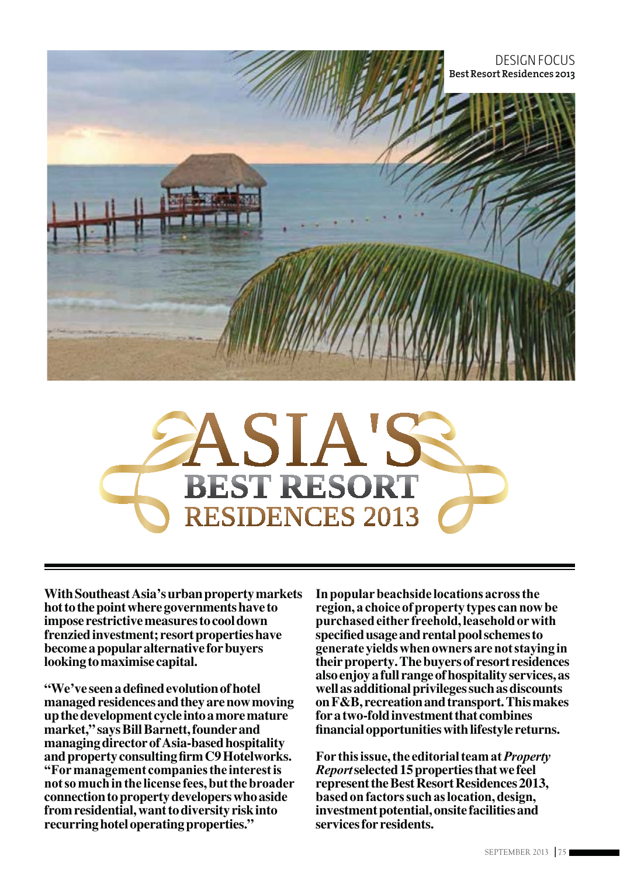# ASIA'S BEST RESORT RESIDENCES 2013

**With Southeast Asia's urban property markets hot to the point where governments have to impose restrictive measures to cool down frenzied investment; resort properties have become a popular alternative for buyers looking to maximise capital.**

**"We've seen a defined evolution of hotel managed residences and they are now moving up the development cycle into a more mature market," says Bill Barnett, founder and managing director of Asia-based hospitality and property consulting firm C9 Hotelworks. "For management companies the interest is not so much in the license fees, but the broader connection to property developers who aside from residential, want to diversity risk into recurring hotel operating properties."**

**In popular beachside locations across the region, a choice of property types can now be purchased either freehold, leasehold or with specified usage and rental pool schemes to generate yields when owners are not staying in their property. The buyers of resort residences also enjoy a full range of hospitality services, as well as additional privileges such as discounts on F&B, recreation and transport. This makes for a two-fold investment that combines financial opportunities with lifestyle returns.**

**For this issue, the editorial team at *Property Report* selected 15 properties that we feel represent the Best Resort Residences 2013, based on factors such as location, design, investment potential, onsite facilities and services for residents.**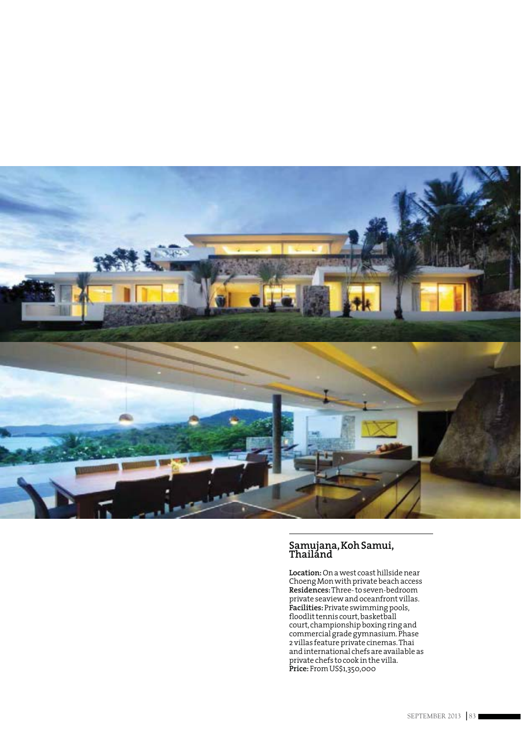## Samujana, Koh Samui, Thailand

**Location:** On a west coast hillside near Choeng Mon with private beach access
**Residences:** Three- to seven-bedroom private seaview and oceanfront villas.
**Facilities:** Private swimming pools, floodlit tennis court, basketball court, championship boxing ring and commercial grade gymnasium. Phase 2 villas feature private cinemas. Thai and international chefs are available as private chefs to cook in the villa.
**Price:** From US$1,350,000